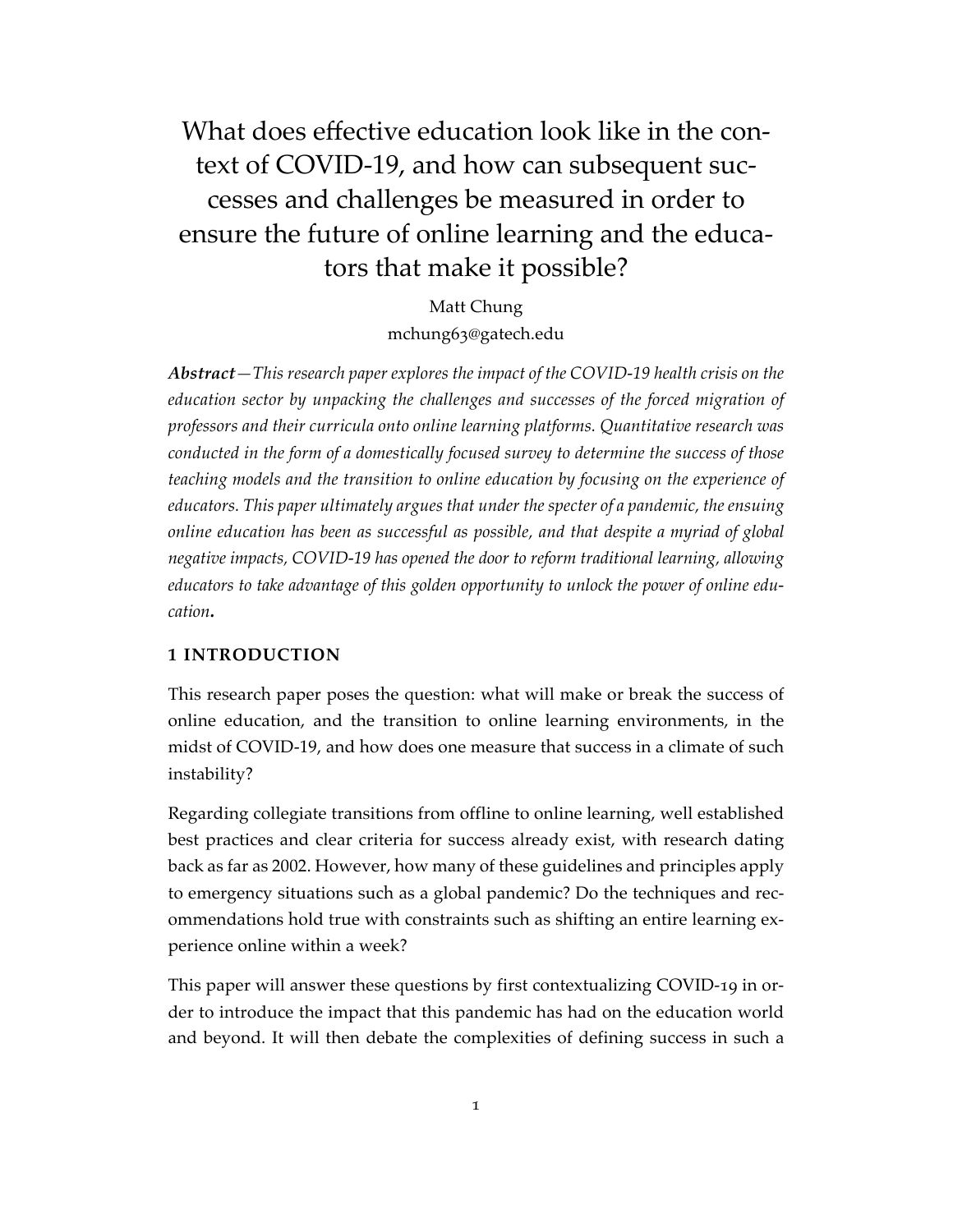# What does effective education look like in the context of COVID-19, and how can subsequent successes and challenges be measured in order to ensure the future of online learning and the educators that make it possible?

Matt Chung
mchung63@gatech.edu

***Abstract****—This research paper explores the impact of the COVID-19 health crisis on the education sector by unpacking the challenges and successes of the forced migration of professors and their curricula onto online learning platforms. Quantitative research was conducted in the form of a domestically focused survey to determine the success of those teaching models and the transition to online education by focusing on the experience of educators. This paper ultimately argues that under the specter of a pandemic, the ensuing online education has been as successful as possible, and that despite a myriad of global negative impacts, COVID-19 has opened the door to reform traditional learning, allowing educators to take advantage of this golden opportunity to unlock the power of online education***.**

## 1 INTRODUCTION

This research paper poses the question: what will make or break the success of online education, and the transition to online learning environments, in the midst of COVID-19, and how does one measure that success in a climate of such instability?

Regarding collegiate transitions from offline to online learning, well established best practices and clear criteria for success already exist, with research dating back as far as 2002. However, how many of these guidelines and principles apply to emergency situations such as a global pandemic? Do the techniques and recommendations hold true with constraints such as shifting an entire learning experience online within a week?

This paper will answer these questions by first contextualizing COVID-19 in order to introduce the impact that this pandemic has had on the education world and beyond. It will then debate the complexities of defining success in such a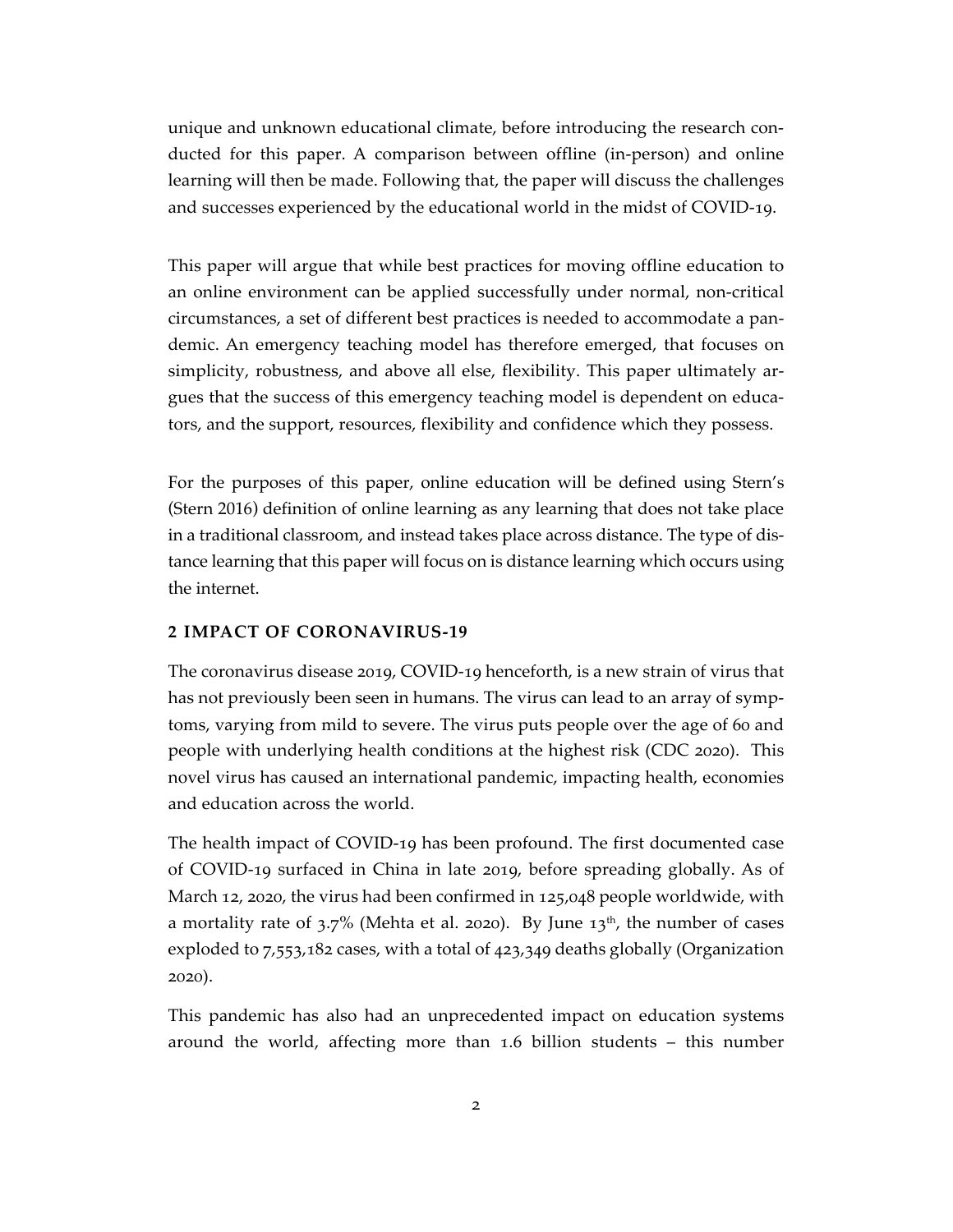unique and unknown educational climate, before introducing the research conducted for this paper. A comparison between offline (in-person) and online learning will then be made. Following that, the paper will discuss the challenges and successes experienced by the educational world in the midst of COVID-19.

This paper will argue that while best practices for moving offline education to an online environment can be applied successfully under normal, non-critical circumstances, a set of different best practices is needed to accommodate a pandemic. An emergency teaching model has therefore emerged, that focuses on simplicity, robustness, and above all else, flexibility. This paper ultimately argues that the success of this emergency teaching model is dependent on educators, and the support, resources, flexibility and confidence which they possess.

For the purposes of this paper, online education will be defined using Stern's (Stern 2016) definition of online learning as any learning that does not take place in a traditional classroom, and instead takes place across distance. The type of distance learning that this paper will focus on is distance learning which occurs using the internet.

## 2 IMPACT OF CORONAVIRUS-19

The coronavirus disease 2019, COVID-19 henceforth, is a new strain of virus that has not previously been seen in humans. The virus can lead to an array of symptoms, varying from mild to severe. The virus puts people over the age of 60 and people with underlying health conditions at the highest risk (CDC 2020). This novel virus has caused an international pandemic, impacting health, economies and education across the world.

The health impact of COVID-19 has been profound. The first documented case of COVID-19 surfaced in China in late 2019, before spreading globally. As of March 12, 2020, the virus had been confirmed in 125,048 people worldwide, with a mortality rate of 3.7% (Mehta et al. 2020). By June 13th, the number of cases exploded to 7,553,182 cases, with a total of 423,349 deaths globally (Organization 2020).

This pandemic has also had an unprecedented impact on education systems around the world, affecting more than 1.6 billion students – this number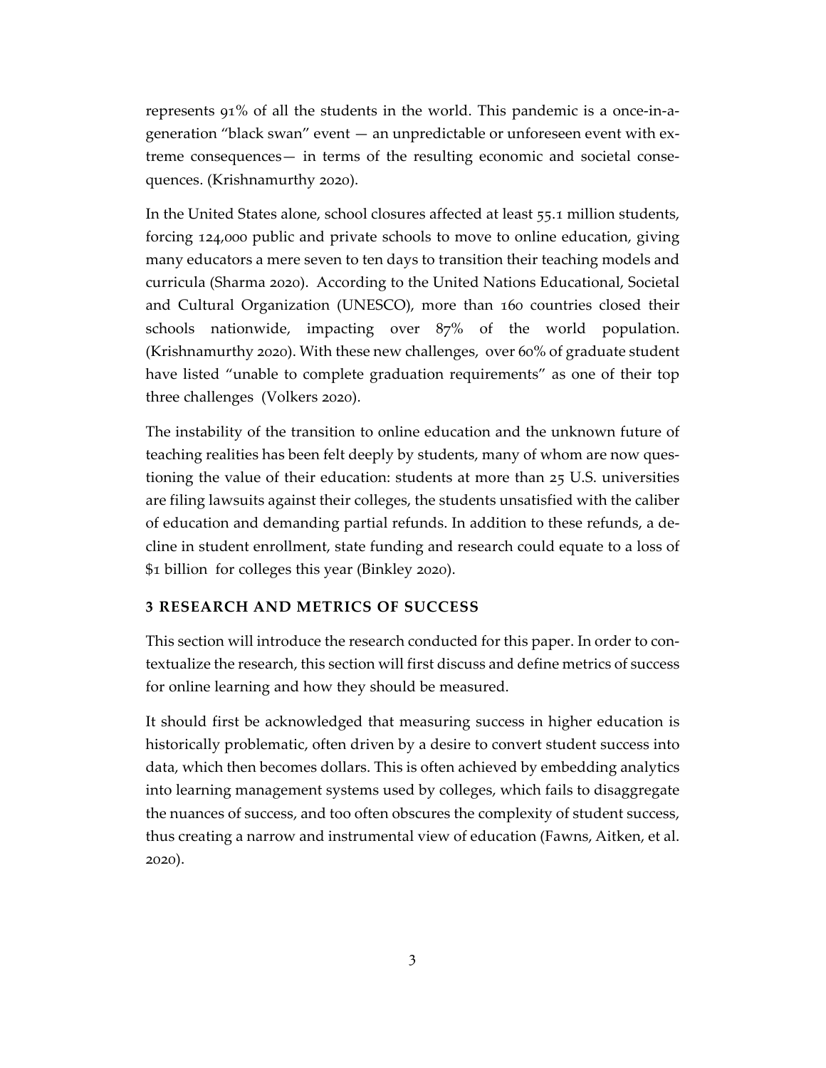represents 91% of all the students in the world. This pandemic is a once-in-a-generation "black swan" event — an unpredictable or unforeseen event with extreme consequences— in terms of the resulting economic and societal consequences. (Krishnamurthy 2020).

In the United States alone, school closures affected at least 55.1 million students, forcing 124,000 public and private schools to move to online education, giving many educators a mere seven to ten days to transition their teaching models and curricula (Sharma 2020). According to the United Nations Educational, Societal and Cultural Organization (UNESCO), more than 160 countries closed their schools nationwide, impacting over 87% of the world population. (Krishnamurthy 2020). With these new challenges, over 60% of graduate student have listed "unable to complete graduation requirements" as one of their top three challenges (Volkers 2020).

The instability of the transition to online education and the unknown future of teaching realities has been felt deeply by students, many of whom are now questioning the value of their education: students at more than 25 U.S. universities are filing lawsuits against their colleges, the students unsatisfied with the caliber of education and demanding partial refunds. In addition to these refunds, a decline in student enrollment, state funding and research could equate to a loss of $1 billion for colleges this year (Binkley 2020).

## 3 RESEARCH AND METRICS OF SUCCESS

This section will introduce the research conducted for this paper. In order to contextualize the research, this section will first discuss and define metrics of success for online learning and how they should be measured.

It should first be acknowledged that measuring success in higher education is historically problematic, often driven by a desire to convert student success into data, which then becomes dollars. This is often achieved by embedding analytics into learning management systems used by colleges, which fails to disaggregate the nuances of success, and too often obscures the complexity of student success, thus creating a narrow and instrumental view of education (Fawns, Aitken, et al. 2020).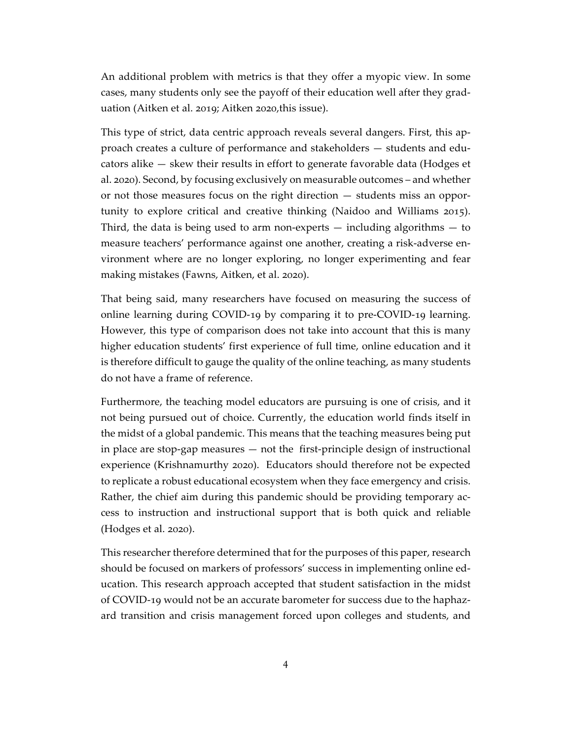An additional problem with metrics is that they offer a myopic view. In some cases, many students only see the payoff of their education well after they graduation (Aitken et al. 2019; Aitken 2020,this issue).

This type of strict, data centric approach reveals several dangers. First, this approach creates a culture of performance and stakeholders — students and educators alike — skew their results in effort to generate favorable data (Hodges et al. 2020). Second, by focusing exclusively on measurable outcomes – and whether or not those measures focus on the right direction — students miss an opportunity to explore critical and creative thinking (Naidoo and Williams 2015). Third, the data is being used to arm non-experts — including algorithms — to measure teachers' performance against one another, creating a risk-adverse environment where are no longer exploring, no longer experimenting and fear making mistakes (Fawns, Aitken, et al. 2020).

That being said, many researchers have focused on measuring the success of online learning during COVID-19 by comparing it to pre-COVID-19 learning. However, this type of comparison does not take into account that this is many higher education students' first experience of full time, online education and it is therefore difficult to gauge the quality of the online teaching, as many students do not have a frame of reference.

Furthermore, the teaching model educators are pursuing is one of crisis, and it not being pursued out of choice. Currently, the education world finds itself in the midst of a global pandemic. This means that the teaching measures being put in place are stop-gap measures — not the first-principle design of instructional experience (Krishnamurthy 2020). Educators should therefore not be expected to replicate a robust educational ecosystem when they face emergency and crisis. Rather, the chief aim during this pandemic should be providing temporary access to instruction and instructional support that is both quick and reliable (Hodges et al. 2020).

This researcher therefore determined that for the purposes of this paper, research should be focused on markers of professors' success in implementing online education. This research approach accepted that student satisfaction in the midst of COVID-19 would not be an accurate barometer for success due to the haphazard transition and crisis management forced upon colleges and students, and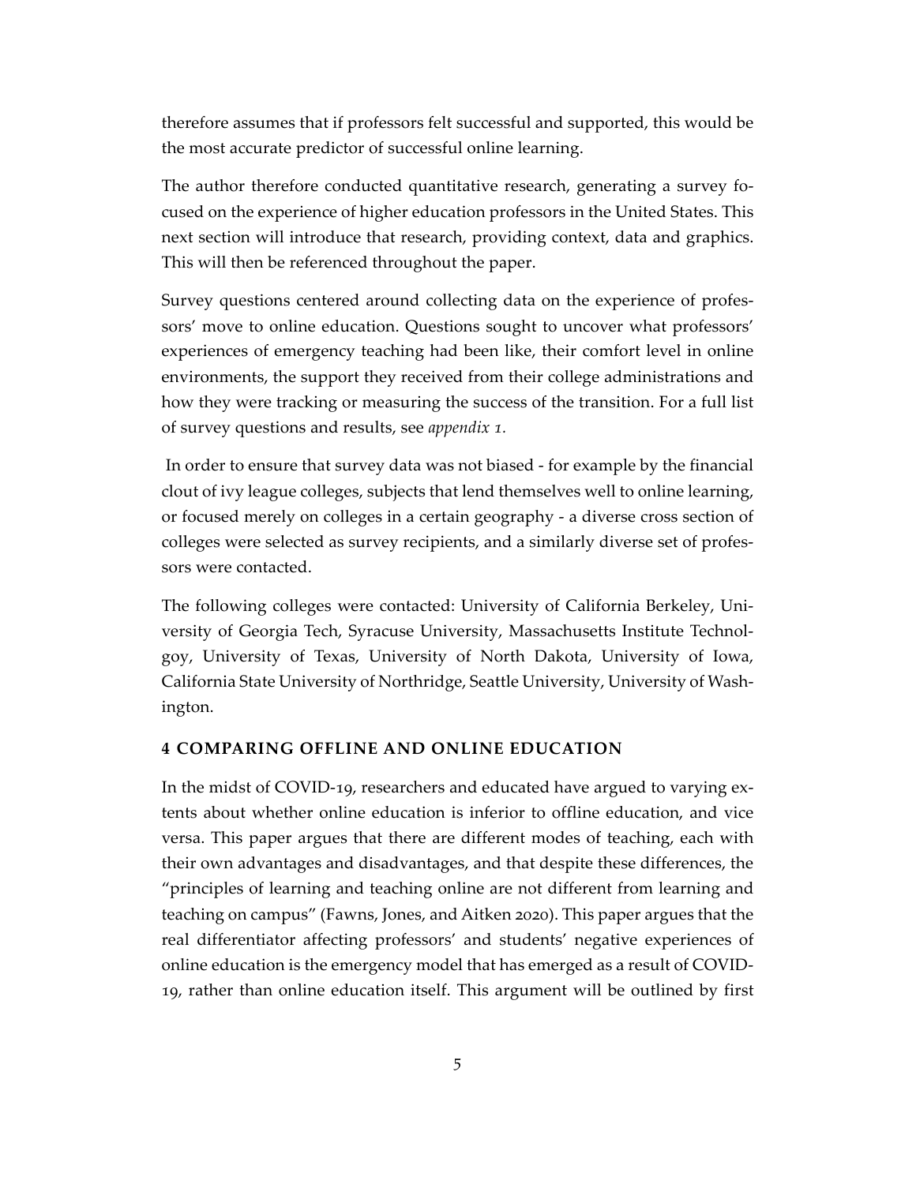therefore assumes that if professors felt successful and supported, this would be the most accurate predictor of successful online learning.

The author therefore conducted quantitative research, generating a survey focused on the experience of higher education professors in the United States. This next section will introduce that research, providing context, data and graphics. This will then be referenced throughout the paper.

Survey questions centered around collecting data on the experience of professors' move to online education. Questions sought to uncover what professors' experiences of emergency teaching had been like, their comfort level in online environments, the support they received from their college administrations and how they were tracking or measuring the success of the transition. For a full list of survey questions and results, see *appendix 1.*

In order to ensure that survey data was not biased - for example by the financial clout of ivy league colleges, subjects that lend themselves well to online learning, or focused merely on colleges in a certain geography - a diverse cross section of colleges were selected as survey recipients, and a similarly diverse set of professors were contacted.

The following colleges were contacted: University of California Berkeley, University of Georgia Tech, Syracuse University, Massachusetts Institute Technolgoy, University of Texas, University of North Dakota, University of Iowa, California State University of Northridge, Seattle University, University of Washington.

## 4 COMPARING OFFLINE AND ONLINE EDUCATION

In the midst of COVID-19, researchers and educated have argued to varying extents about whether online education is inferior to offline education, and vice versa. This paper argues that there are different modes of teaching, each with their own advantages and disadvantages, and that despite these differences, the "principles of learning and teaching online are not different from learning and teaching on campus" (Fawns, Jones, and Aitken 2020). This paper argues that the real differentiator affecting professors' and students' negative experiences of online education is the emergency model that has emerged as a result of COVID-19, rather than online education itself. This argument will be outlined by first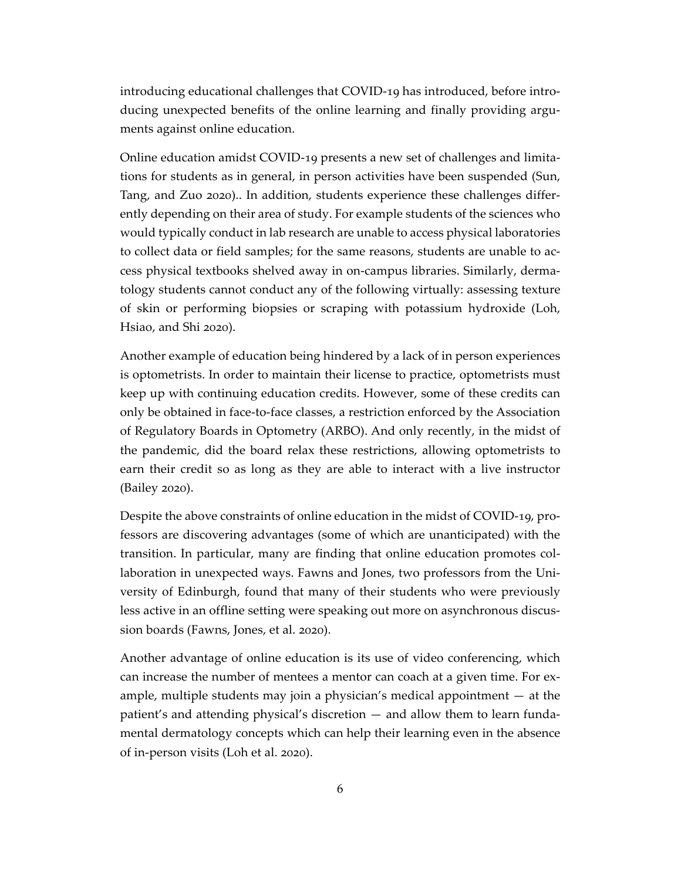introducing educational challenges that COVID-19 has introduced, before introducing unexpected benefits of the online learning and finally providing arguments against online education.

Online education amidst COVID-19 presents a new set of challenges and limitations for students as in general, in person activities have been suspended (Sun, Tang, and Zuo 2020).. In addition, students experience these challenges differently depending on their area of study. For example students of the sciences who would typically conduct in lab research are unable to access physical laboratories to collect data or field samples; for the same reasons, students are unable to access physical textbooks shelved away in on-campus libraries. Similarly, dermatology students cannot conduct any of the following virtually: assessing texture of skin or performing biopsies or scraping with potassium hydroxide (Loh, Hsiao, and Shi 2020).

Another example of education being hindered by a lack of in person experiences is optometrists. In order to maintain their license to practice, optometrists must keep up with continuing education credits. However, some of these credits can only be obtained in face-to-face classes, a restriction enforced by the Association of Regulatory Boards in Optometry (ARBO). And only recently, in the midst of the pandemic, did the board relax these restrictions, allowing optometrists to earn their credit so as long as they are able to interact with a live instructor (Bailey 2020).

Despite the above constraints of online education in the midst of COVID-19, professors are discovering advantages (some of which are unanticipated) with the transition. In particular, many are finding that online education promotes collaboration in unexpected ways. Fawns and Jones, two professors from the University of Edinburgh, found that many of their students who were previously less active in an offline setting were speaking out more on asynchronous discussion boards (Fawns, Jones, et al. 2020).

Another advantage of online education is its use of video conferencing, which can increase the number of mentees a mentor can coach at a given time. For example, multiple students may join a physician's medical appointment — at the patient's and attending physical's discretion — and allow them to learn fundamental dermatology concepts which can help their learning even in the absence of in-person visits (Loh et al. 2020).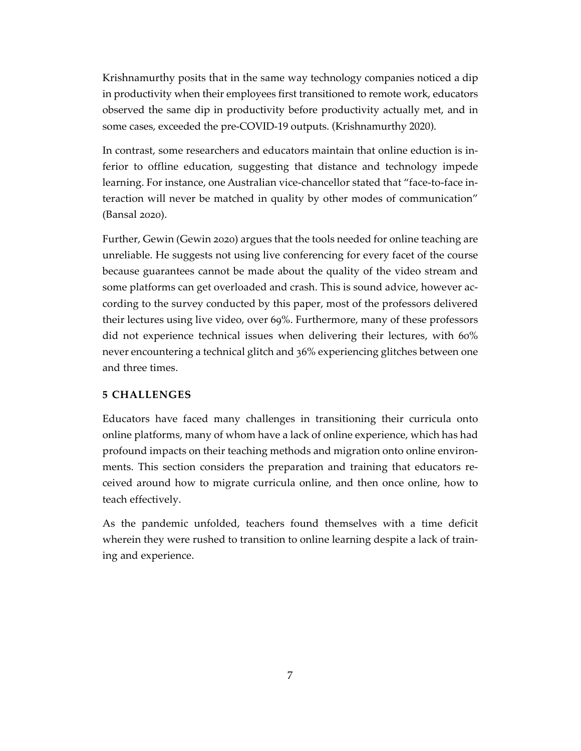Krishnamurthy posits that in the same way technology companies noticed a dip in productivity when their employees first transitioned to remote work, educators observed the same dip in productivity before productivity actually met, and in some cases, exceeded the pre-COVID-19 outputs. (Krishnamurthy 2020).

In contrast, some researchers and educators maintain that online eduction is inferior to offline education, suggesting that distance and technology impede learning. For instance, one Australian vice-chancellor stated that "face-to-face interaction will never be matched in quality by other modes of communication" (Bansal 2020).

Further, Gewin (Gewin 2020) argues that the tools needed for online teaching are unreliable. He suggests not using live conferencing for every facet of the course because guarantees cannot be made about the quality of the video stream and some platforms can get overloaded and crash. This is sound advice, however according to the survey conducted by this paper, most of the professors delivered their lectures using live video, over 69%. Furthermore, many of these professors did not experience technical issues when delivering their lectures, with 60% never encountering a technical glitch and 36% experiencing glitches between one and three times.

## 5 CHALLENGES

Educators have faced many challenges in transitioning their curricula onto online platforms, many of whom have a lack of online experience, which has had profound impacts on their teaching methods and migration onto online environments. This section considers the preparation and training that educators received around how to migrate curricula online, and then once online, how to teach effectively.

As the pandemic unfolded, teachers found themselves with a time deficit wherein they were rushed to transition to online learning despite a lack of training and experience.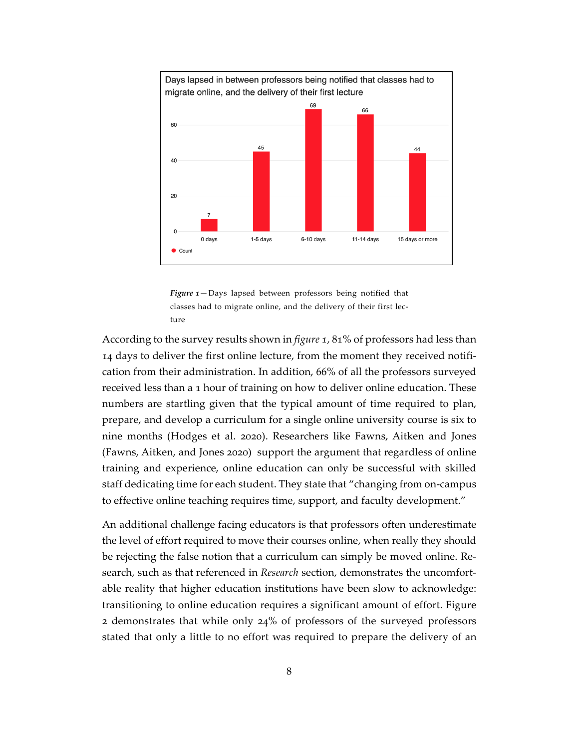Days lapsed in between professors being notified that classes had to migrate online, and the delivery of their first lecture

69
66
45
44
7
60
40
20
0
0 days
1-5 days
6-10 days
11-14 days
15 days or more
Count

***Figure 1*** — Days lapsed between professors being notified that classes had to migrate online, and the delivery of their first lecture

According to the survey results shown in *figure 1*, 81% of professors had less than 14 days to deliver the first online lecture, from the moment they received notification from their administration. In addition, 66% of all the professors surveyed received less than a 1 hour of training on how to deliver online education. These numbers are startling given that the typical amount of time required to plan, prepare, and develop a curriculum for a single online university course is six to nine months (Hodges et al. 2020). Researchers like Fawns, Aitken and Jones (Fawns, Aitken, and Jones 2020) support the argument that regardless of online training and experience, online education can only be successful with skilled staff dedicating time for each student. They state that "changing from on-campus to effective online teaching requires time, support, and faculty development."

An additional challenge facing educators is that professors often underestimate the level of effort required to move their courses online, when really they should be rejecting the false notion that a curriculum can simply be moved online. Research, such as that referenced in *Research* section, demonstrates the uncomfortable reality that higher education institutions have been slow to acknowledge: transitioning to online education requires a significant amount of effort. Figure 2 demonstrates that while only 24% of professors of the surveyed professors stated that only a little to no effort was required to prepare the delivery of an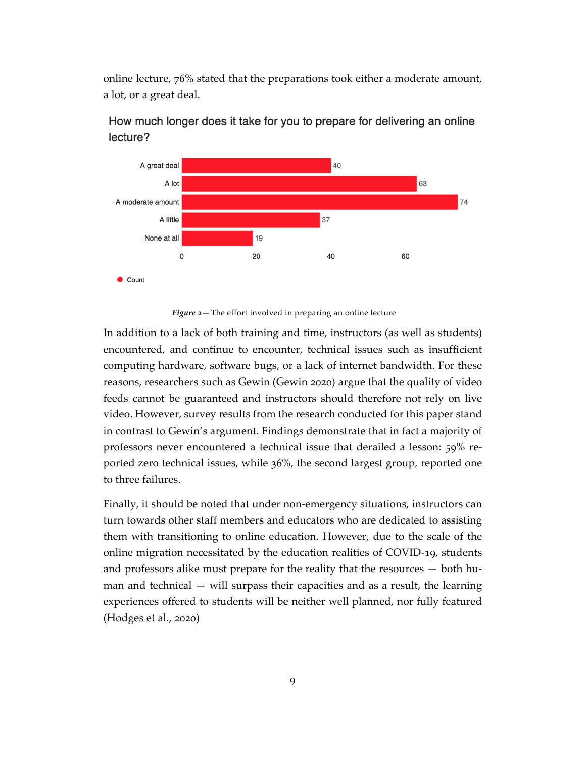online lecture, 76% stated that the preparations took either a moderate amount, a lot, or a great deal.

How much longer does it take for you to prepare for delivering an online lecture?

A great deal 40
A lot 63
A moderate amount 74
A little 37
None at all 19

0 20 40 60

Count

*Figure 2* — The effort involved in preparing an online lecture

In addition to a lack of both training and time, instructors (as well as students) encountered, and continue to encounter, technical issues such as insufficient computing hardware, software bugs, or a lack of internet bandwidth. For these reasons, researchers such as Gewin (Gewin 2020) argue that the quality of video feeds cannot be guaranteed and instructors should therefore not rely on live video. However, survey results from the research conducted for this paper stand in contrast to Gewin's argument. Findings demonstrate that in fact a majority of professors never encountered a technical issue that derailed a lesson: 59% reported zero technical issues, while 36%, the second largest group, reported one to three failures.

Finally, it should be noted that under non-emergency situations, instructors can turn towards other staff members and educators who are dedicated to assisting them with transitioning to online education. However, due to the scale of the online migration necessitated by the education realities of COVID-19, students and professors alike must prepare for the reality that the resources — both human and technical — will surpass their capacities and as a result, the learning experiences offered to students will be neither well planned, nor fully featured (Hodges et al., 2020)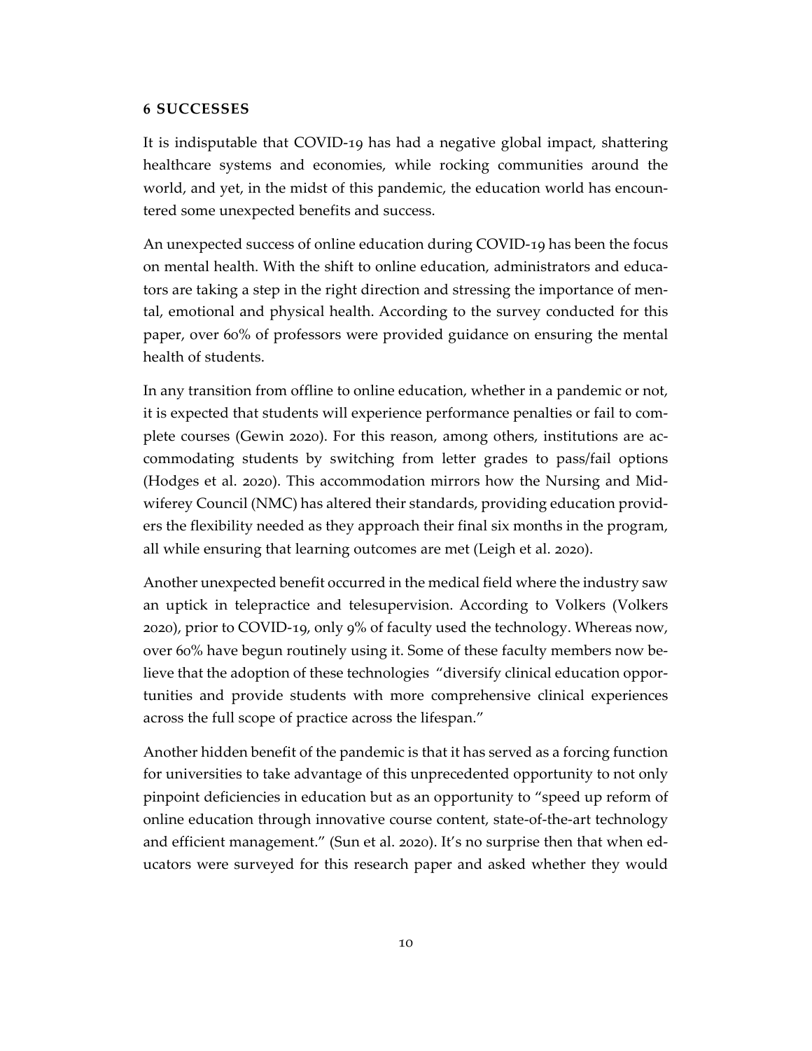## 6 SUCCESSES

It is indisputable that COVID-19 has had a negative global impact, shattering healthcare systems and economies, while rocking communities around the world, and yet, in the midst of this pandemic, the education world has encountered some unexpected benefits and success.

An unexpected success of online education during COVID-19 has been the focus on mental health. With the shift to online education, administrators and educators are taking a step in the right direction and stressing the importance of mental, emotional and physical health. According to the survey conducted for this paper, over 60% of professors were provided guidance on ensuring the mental health of students.

In any transition from offline to online education, whether in a pandemic or not, it is expected that students will experience performance penalties or fail to complete courses (Gewin 2020). For this reason, among others, institutions are accommodating students by switching from letter grades to pass/fail options (Hodges et al. 2020). This accommodation mirrors how the Nursing and Midwiferey Council (NMC) has altered their standards, providing education providers the flexibility needed as they approach their final six months in the program, all while ensuring that learning outcomes are met (Leigh et al. 2020).

Another unexpected benefit occurred in the medical field where the industry saw an uptick in telepractice and telesupervision. According to Volkers (Volkers 2020), prior to COVID-19, only 9% of faculty used the technology. Whereas now, over 60% have begun routinely using it. Some of these faculty members now believe that the adoption of these technologies "diversify clinical education opportunities and provide students with more comprehensive clinical experiences across the full scope of practice across the lifespan."

Another hidden benefit of the pandemic is that it has served as a forcing function for universities to take advantage of this unprecedented opportunity to not only pinpoint deficiencies in education but as an opportunity to "speed up reform of online education through innovative course content, state-of-the-art technology and efficient management." (Sun et al. 2020). It's no surprise then that when educators were surveyed for this research paper and asked whether they would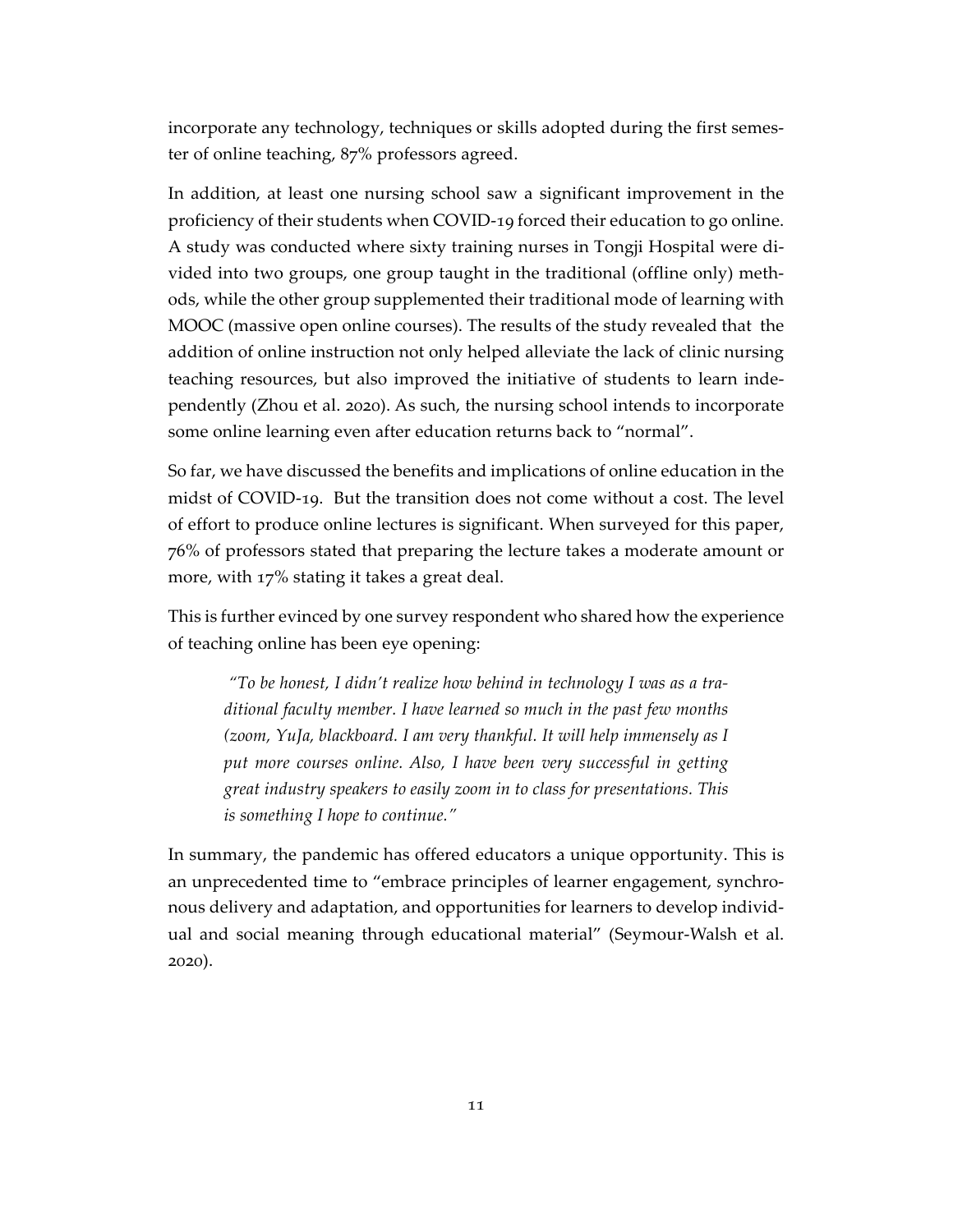incorporate any technology, techniques or skills adopted during the first semester of online teaching, 87% professors agreed.

In addition, at least one nursing school saw a significant improvement in the proficiency of their students when COVID-19 forced their education to go online. A study was conducted where sixty training nurses in Tongji Hospital were divided into two groups, one group taught in the traditional (offline only) methods, while the other group supplemented their traditional mode of learning with MOOC (massive open online courses). The results of the study revealed that the addition of online instruction not only helped alleviate the lack of clinic nursing teaching resources, but also improved the initiative of students to learn independently (Zhou et al. 2020). As such, the nursing school intends to incorporate some online learning even after education returns back to "normal".

So far, we have discussed the benefits and implications of online education in the midst of COVID-19. But the transition does not come without a cost. The level of effort to produce online lectures is significant. When surveyed for this paper, 76% of professors stated that preparing the lecture takes a moderate amount or more, with 17% stating it takes a great deal.

This is further evinced by one survey respondent who shared how the experience of teaching online has been eye opening:

> *"To be honest, I didn't realize how behind in technology I was as a traditional faculty member. I have learned so much in the past few months (zoom, YuJa, blackboard. I am very thankful. It will help immensely as I put more courses online. Also, I have been very successful in getting great industry speakers to easily zoom in to class for presentations. This is something I hope to continue."*

In summary, the pandemic has offered educators a unique opportunity. This is an unprecedented time to "embrace principles of learner engagement, synchronous delivery and adaptation, and opportunities for learners to develop individual and social meaning through educational material" (Seymour-Walsh et al. 2020).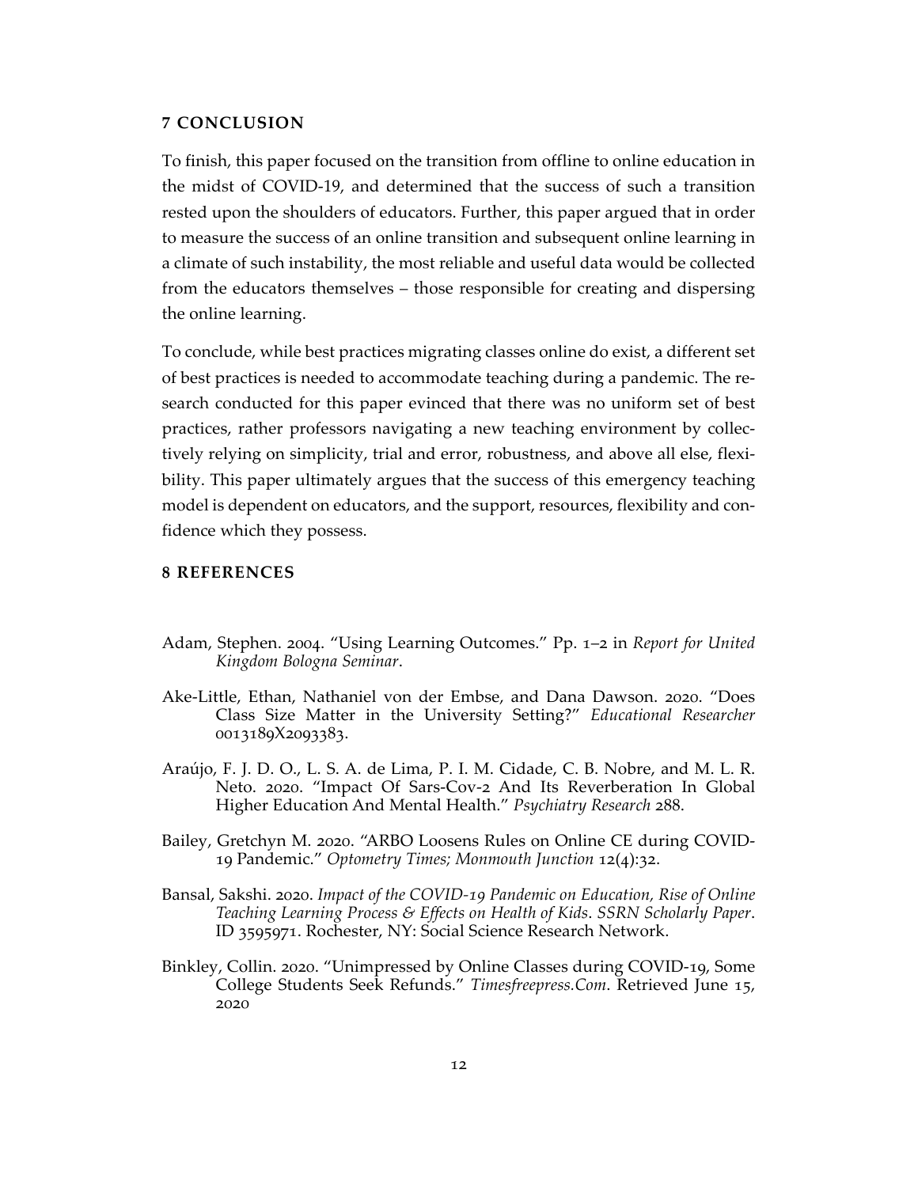## 7 CONCLUSION

To finish, this paper focused on the transition from offline to online education in the midst of COVID-19, and determined that the success of such a transition rested upon the shoulders of educators. Further, this paper argued that in order to measure the success of an online transition and subsequent online learning in a climate of such instability, the most reliable and useful data would be collected from the educators themselves – those responsible for creating and dispersing the online learning.

To conclude, while best practices migrating classes online do exist, a different set of best practices is needed to accommodate teaching during a pandemic. The research conducted for this paper evinced that there was no uniform set of best practices, rather professors navigating a new teaching environment by collectively relying on simplicity, trial and error, robustness, and above all else, flexibility. This paper ultimately argues that the success of this emergency teaching model is dependent on educators, and the support, resources, flexibility and confidence which they possess.

## 8 REFERENCES

Adam, Stephen. 2004. "Using Learning Outcomes." Pp. 1–2 in *Report for United Kingdom Bologna Seminar*.

Ake-Little, Ethan, Nathaniel von der Embse, and Dana Dawson. 2020. "Does Class Size Matter in the University Setting?" *Educational Researcher* 0013189X2093383.

Araújo, F. J. D. O., L. S. A. de Lima, P. I. M. Cidade, C. B. Nobre, and M. L. R. Neto. 2020. "Impact Of Sars-Cov-2 And Its Reverberation In Global Higher Education And Mental Health." *Psychiatry Research* 288.

Bailey, Gretchyn M. 2020. "ARBO Loosens Rules on Online CE during COVID-19 Pandemic." *Optometry Times; Monmouth Junction* 12(4):32.

Bansal, Sakshi. 2020. *Impact of the COVID-19 Pandemic on Education, Rise of Online Teaching Learning Process & Effects on Health of Kids*. *SSRN Scholarly Paper*. ID 3595971. Rochester, NY: Social Science Research Network.

Binkley, Collin. 2020. "Unimpressed by Online Classes during COVID-19, Some College Students Seek Refunds." *Timesfreepress.Com*. Retrieved June 15, 2020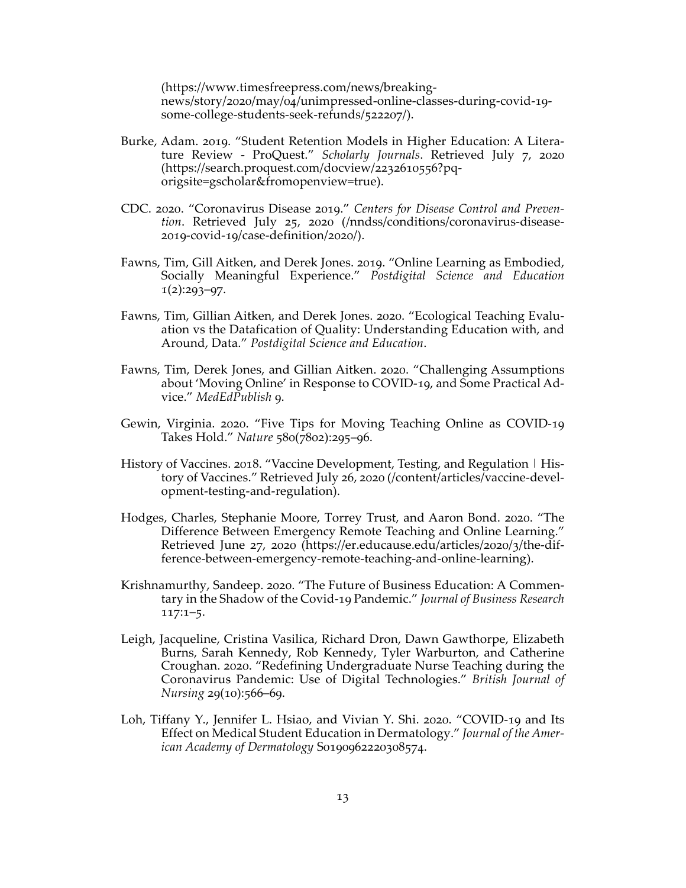(https://www.timesfreepress.com/news/breaking-news/story/2020/may/04/unimpressed-online-classes-during-covid-19-some-college-students-seek-refunds/522207/).

Burke, Adam. 2019. "Student Retention Models in Higher Education: A Literature Review - ProQuest." *Scholarly Journals*. Retrieved July 7, 2020 (https://search.proquest.com/docview/2232610556?pq-origsite=gscholar&fromopenview=true).

CDC. 2020. "Coronavirus Disease 2019." *Centers for Disease Control and Prevention*. Retrieved July 25, 2020 (/nndss/conditions/coronavirus-disease-2019-covid-19/case-definition/2020/).

Fawns, Tim, Gill Aitken, and Derek Jones. 2019. "Online Learning as Embodied, Socially Meaningful Experience." *Postdigital Science and Education* 1(2):293–97.

Fawns, Tim, Gillian Aitken, and Derek Jones. 2020. "Ecological Teaching Evaluation vs the Datafication of Quality: Understanding Education with, and Around, Data." *Postdigital Science and Education*.

Fawns, Tim, Derek Jones, and Gillian Aitken. 2020. "Challenging Assumptions about 'Moving Online' in Response to COVID-19, and Some Practical Advice." *MedEdPublish* 9.

Gewin, Virginia. 2020. "Five Tips for Moving Teaching Online as COVID-19 Takes Hold." *Nature* 580(7802):295–96.

History of Vaccines. 2018. "Vaccine Development, Testing, and Regulation | History of Vaccines." Retrieved July 26, 2020 (/content/articles/vaccine-development-testing-and-regulation).

Hodges, Charles, Stephanie Moore, Torrey Trust, and Aaron Bond. 2020. "The Difference Between Emergency Remote Teaching and Online Learning." Retrieved June 27, 2020 (https://er.educause.edu/articles/2020/3/the-difference-between-emergency-remote-teaching-and-online-learning).

Krishnamurthy, Sandeep. 2020. "The Future of Business Education: A Commentary in the Shadow of the Covid-19 Pandemic." *Journal of Business Research* 117:1–5.

Leigh, Jacqueline, Cristina Vasilica, Richard Dron, Dawn Gawthorpe, Elizabeth Burns, Sarah Kennedy, Rob Kennedy, Tyler Warburton, and Catherine Croughan. 2020. "Redefining Undergraduate Nurse Teaching during the Coronavirus Pandemic: Use of Digital Technologies." *British Journal of Nursing* 29(10):566–69.

Loh, Tiffany Y., Jennifer L. Hsiao, and Vivian Y. Shi. 2020. "COVID-19 and Its Effect on Medical Student Education in Dermatology." *Journal of the American Academy of Dermatology* S0190962220308574.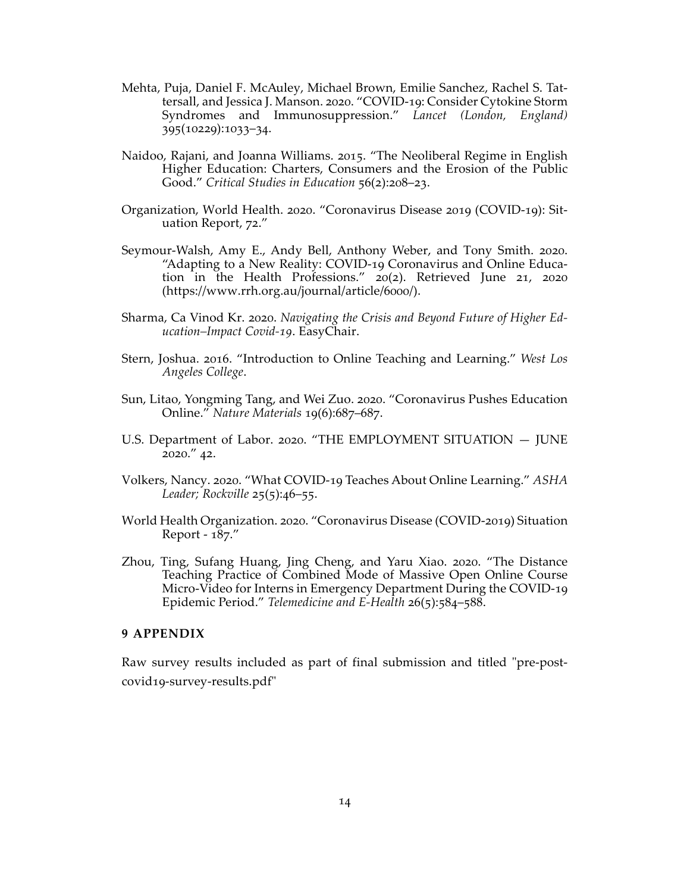Mehta, Puja, Daniel F. McAuley, Michael Brown, Emilie Sanchez, Rachel S. Tattersall, and Jessica J. Manson. 2020. "COVID-19: Consider Cytokine Storm Syndromes and Immunosuppression." *Lancet (London, England)* 395(10229):1033–34.

Naidoo, Rajani, and Joanna Williams. 2015. "The Neoliberal Regime in English Higher Education: Charters, Consumers and the Erosion of the Public Good." *Critical Studies in Education* 56(2):208–23.

Organization, World Health. 2020. "Coronavirus Disease 2019 (COVID-19): Situation Report, 72."

Seymour-Walsh, Amy E., Andy Bell, Anthony Weber, and Tony Smith. 2020. "Adapting to a New Reality: COVID-19 Coronavirus and Online Education in the Health Professions." 20(2). Retrieved June 21, 2020 (https://www.rrh.org.au/journal/article/6000/).

Sharma, Ca Vinod Kr. 2020. *Navigating the Crisis and Beyond Future of Higher Education–Impact Covid-19*. EasyChair.

Stern, Joshua. 2016. "Introduction to Online Teaching and Learning." *West Los Angeles College*.

Sun, Litao, Yongming Tang, and Wei Zuo. 2020. "Coronavirus Pushes Education Online." *Nature Materials* 19(6):687–687.

U.S. Department of Labor. 2020. "THE EMPLOYMENT SITUATION — JUNE 2020." 42.

Volkers, Nancy. 2020. "What COVID-19 Teaches About Online Learning." *ASHA Leader; Rockville* 25(5):46–55.

World Health Organization. 2020. "Coronavirus Disease (COVID-2019) Situation Report - 187."

Zhou, Ting, Sufang Huang, Jing Cheng, and Yaru Xiao. 2020. "The Distance Teaching Practice of Combined Mode of Massive Open Online Course Micro-Video for Interns in Emergency Department During the COVID-19 Epidemic Period." *Telemedicine and E-Health* 26(5):584–588.

## 9 APPENDIX

Raw survey results included as part of final submission and titled "pre-post-covid19-survey-results.pdf"